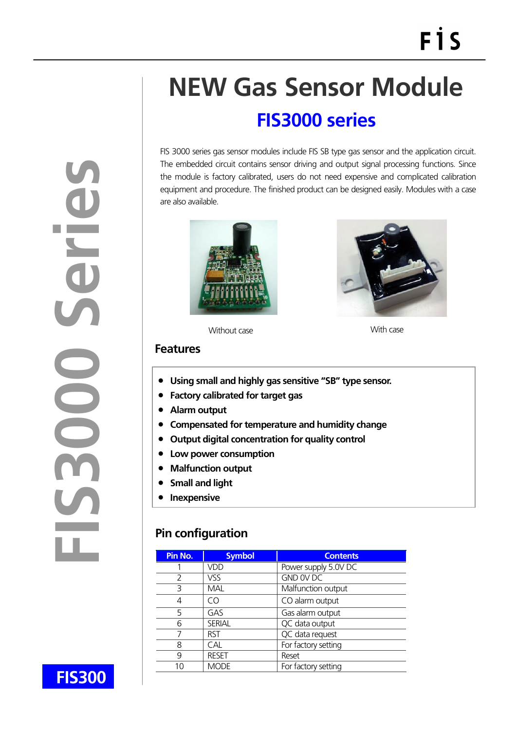# NEW Gas Sensor Module

## FIS3000 series

FIS 3000 series gas sensor modules include FIS SB type gas sensor and the application circuit. The embedded circuit contains sensor driving and output signal processing functions. Since the module is factory calibrated, users do not need expensive and complicated calibration equipment and procedure. The finished product can be designed easily. Modules with a case are also available.

Without case

With case

### Features

- **Using small and highly gas sensitive "SB" type sensor.**
- **Factory calibrated for target gas**
- **Alarm output**
- **Compensated for temperature and humidity change**
- **Output digital concentration for quality control**
- **Low power consumption**
- **Malfunction output**
- **Small and light**
- **Inexpensive**

### Pin configuration

| Pin No. | Symbol | Contents |
|---|---|---|
| 1 | VDD | Power supply 5.0V DC |
| 2 | VSS | GND 0V DC |
| 3 | MAL | Malfunction output |
| 4 | CO | CO alarm output |
| 5 | GAS | Gas alarm output |
| 6 | SERIAL | QC data output |
| 7 | RST | QC data request |
| 8 | CAL | For factory setting |
| 9 | RESET | Reset |
| 10 | MODE | For factory setting |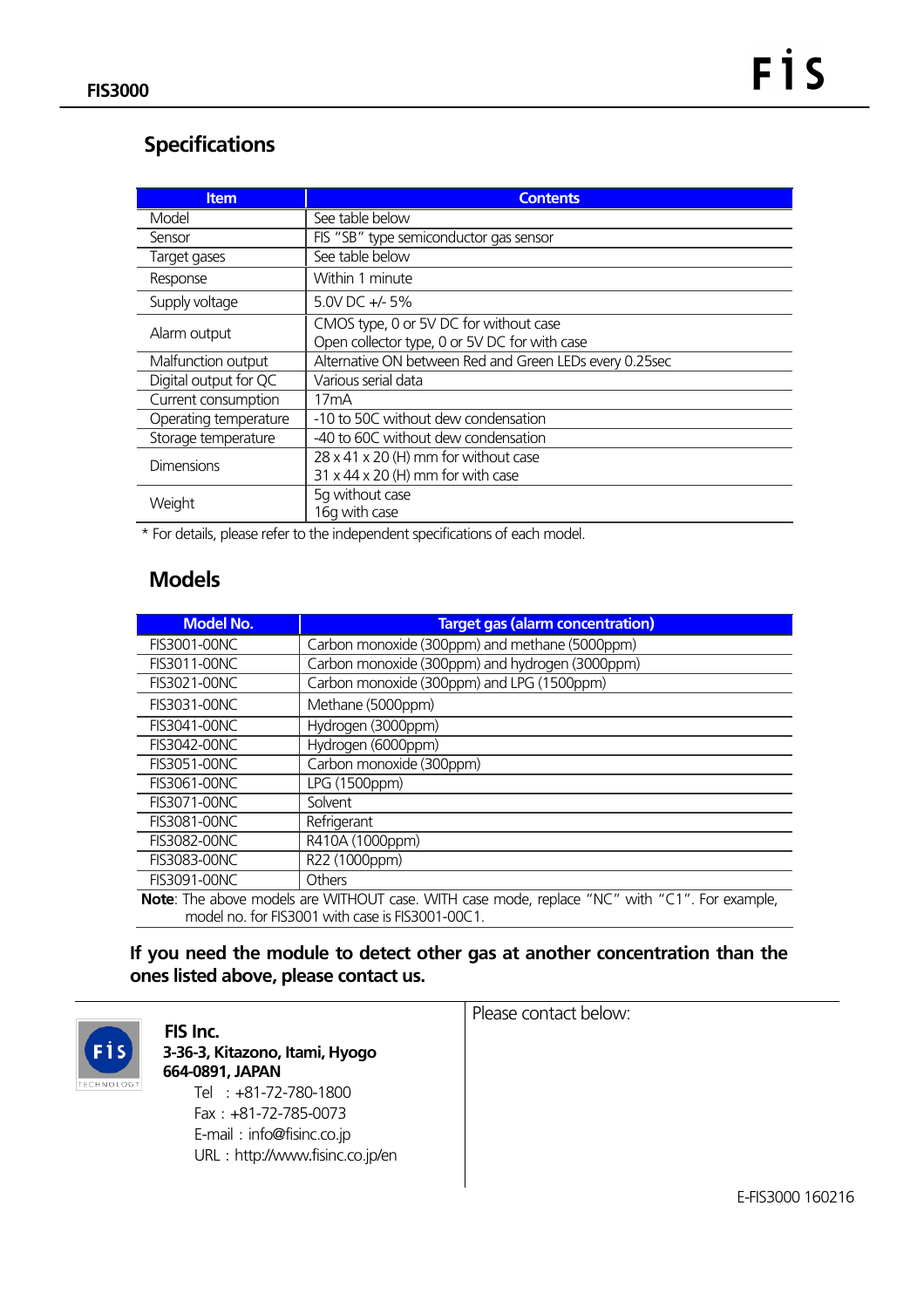## Specifications

| Item | Contents |
|---|---|
| Model | See table below |
| Sensor | FIS "SB" type semiconductor gas sensor |
| Target gases | See table below |
| Response | Within 1 minute |
| Supply voltage | 5.0V DC +/- 5% |
| Alarm output | CMOS type, 0 or 5V DC for without case<br>Open collector type, 0 or 5V DC for with case |
| Malfunction output | Alternative ON between Red and Green LEDs every 0.25sec |
| Digital output for QC | Various serial data |
| Current consumption | 17mA |
| Operating temperature | -10 to 50C without dew condensation |
| Storage temperature | -40 to 60C without dew condensation |
| Dimensions | 28 x 41 x 20 (H) mm for without case<br>31 x 44 x 20 (H) mm for with case |
| Weight | 5g without case<br>16g with case |

* For details, please refer to the independent specifications of each model.

## Models

| Model No. | Target gas (alarm concentration) |
|---|---|
| FIS3001-00NC | Carbon monoxide (300ppm) and methane (5000ppm) |
| FIS3011-00NC | Carbon monoxide (300ppm) and hydrogen (3000ppm) |
| FIS3021-00NC | Carbon monoxide (300ppm) and LPG (1500ppm) |
| FIS3031-00NC | Methane (5000ppm) |
| FIS3041-00NC | Hydrogen (3000ppm) |
| FIS3042-00NC | Hydrogen (6000ppm) |
| FIS3051-00NC | Carbon monoxide (300ppm) |
| FIS3061-00NC | LPG (1500ppm) |
| FIS3071-00NC | Solvent |
| FIS3081-00NC | Refrigerant |
| FIS3082-00NC | R410A (1000ppm) |
| FIS3083-00NC | R22 (1000ppm) |
| FIS3091-00NC | Others |

**Note**: The above models are WITHOUT case. WITH case mode, replace "NC" with "C1". For example, model no. for FIS3001 with case is FIS3001-00C1.

**If you need the module to detect other gas at another concentration than the ones listed above, please contact us.**

**FIS Inc.**
**3-36-3, Kitazono, Itami, Hyogo**
**664-0891, JAPAN**
Tel : +81-72-780-1800
Fax : +81-72-785-0073
E-mail : info@fisinc.co.jp
URL : http://www.fisinc.co.jp/en

Please contact below:

E-FIS3000 160216